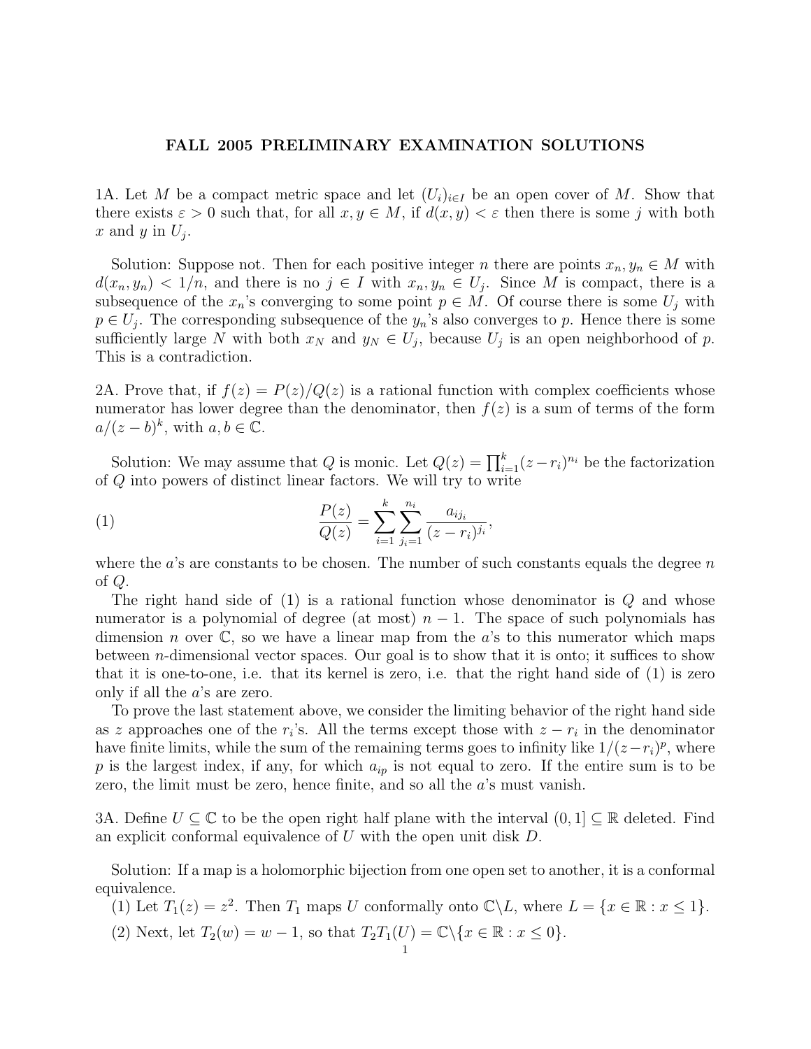# FALL 2005 PRELIMINARY EXAMINATION SOLUTIONS

1A. Let $M$ be a compact metric space and let $(U_i)_{i \in I}$ be an open cover of $M$. Show that there exists $\varepsilon > 0$ such that, for all $x, y \in M$, if $d(x, y) < \varepsilon$ then there is some $j$ with both $x$ and $y$ in $U_j$.

Solution: Suppose not. Then for each positive integer $n$ there are points $x_n, y_n \in M$ with $d(x_n, y_n) < 1/n$, and there is no $j \in I$ with $x_n, y_n \in U_j$. Since $M$ is compact, there is a subsequence of the $x_n$'s converging to some point $p \in M$. Of course there is some $U_j$ with $p \in U_j$. The corresponding subsequence of the $y_n$'s also converges to $p$. Hence there is some sufficiently large $N$ with both $x_N$ and $y_N \in U_j$, because $U_j$ is an open neighborhood of $p$. This is a contradiction.

2A. Prove that, if $f(z) = P(z)/Q(z)$ is a rational function with complex coefficients whose numerator has lower degree than the denominator, then $f(z)$ is a sum of terms of the form $a/(z-b)^k$, with $a, b \in \mathbb{C}$.

Solution: We may assume that $Q$ is monic. Let $Q(z) = \prod_{i=1}^{k}(z - r_i)^{n_i}$ be the factorization of $Q$ into powers of distinct linear factors. We will try to write

$$\frac{P(z)}{Q(z)} = \sum_{i=1}^{k} \sum_{j_i=1}^{n_i} \frac{a_{ij_i}}{(z - r_i)^{j_i}}, \tag{1}$$

where the $a$'s are constants to be chosen. The number of such constants equals the degree $n$ of $Q$.

The right hand side of (1) is a rational function whose denominator is $Q$ and whose numerator is a polynomial of degree (at most) $n - 1$. The space of such polynomials has dimension $n$ over $\mathbb{C}$, so we have a linear map from the $a$'s to this numerator which maps between $n$-dimensional vector spaces. Our goal is to show that it is onto; it suffices to show that it is one-to-one, i.e. that its kernel is zero, i.e. that the right hand side of (1) is zero only if all the $a$'s are zero.

To prove the last statement above, we consider the limiting behavior of the right hand side as $z$ approaches one of the $r_i$'s. All the terms except those with $z - r_i$ in the denominator have finite limits, while the sum of the remaining terms goes to infinity like $1/(z - r_i)^p$, where $p$ is the largest index, if any, for which $a_{ip}$ is not equal to zero. If the entire sum is to be zero, the limit must be zero, hence finite, and so all the $a$'s must vanish.

3A. Define $U \subseteq \mathbb{C}$ to be the open right half plane with the interval $(0, 1] \subseteq \mathbb{R}$ deleted. Find an explicit conformal equivalence of $U$ with the open unit disk $D$.

Solution: If a map is a holomorphic bijection from one open set to another, it is a conformal equivalence.

(1) Let $T_1(z) = z^2$. Then $T_1$ maps $U$ conformally onto $\mathbb{C} \backslash L$, where $L = \{x \in \mathbb{R} : x \leq 1\}$.

(2) Next, let $T_2(w) = w - 1$, so that $T_2 T_1(U) = \mathbb{C} \backslash \{x \in \mathbb{R} : x \leq 0\}$.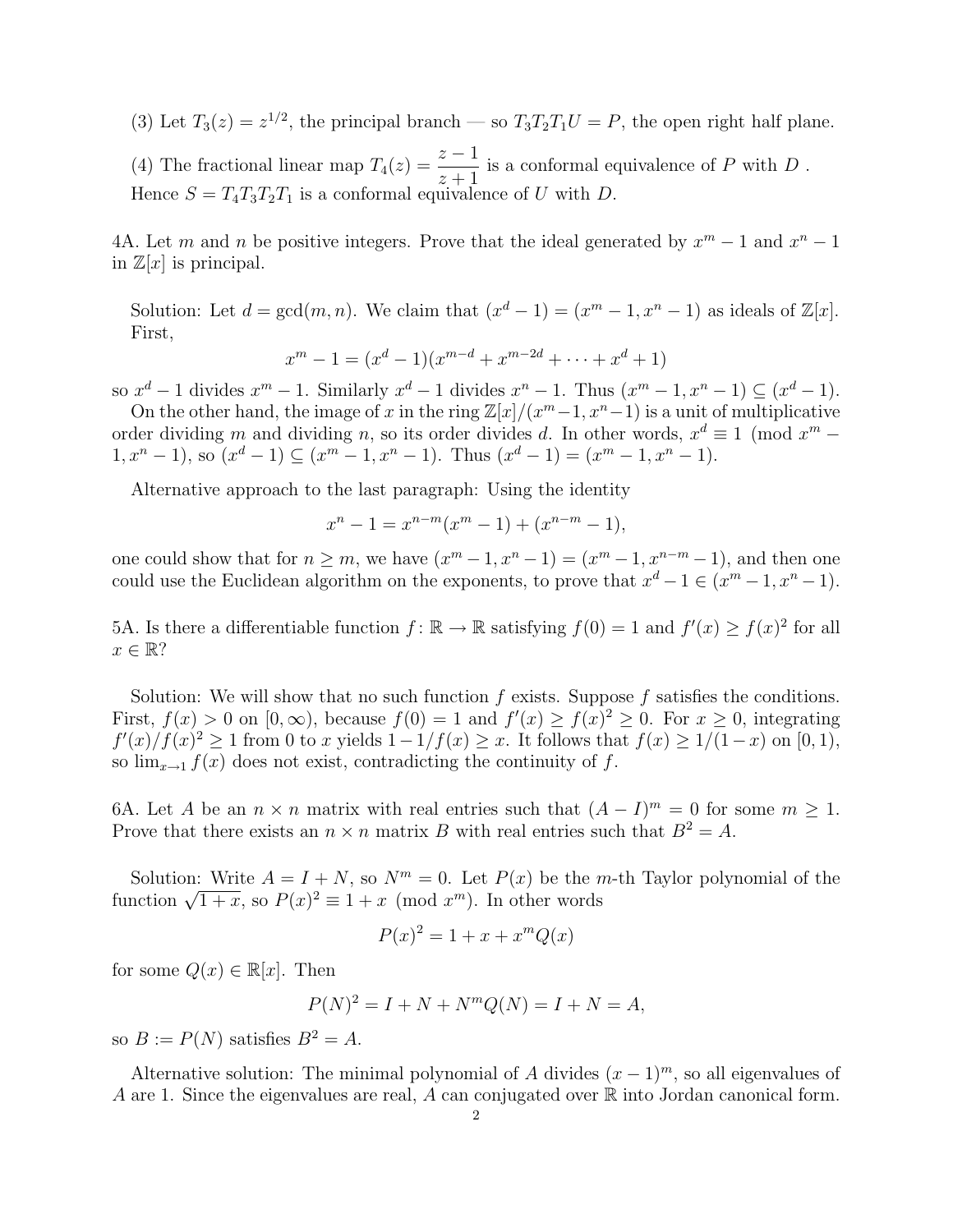(3) Let $T_3(z) = z^{1/2}$, the principal branch — so $T_3T_2T_1U = P$, the open right half plane.

(4) The fractional linear map $T_4(z) = \dfrac{z-1}{z+1}$ is a conformal equivalence of $P$ with $D$ .
Hence $S = T_4T_3T_2T_1$ is a conformal equivalence of $U$ with $D$.

4A. Let $m$ and $n$ be positive integers. Prove that the ideal generated by $x^m - 1$ and $x^n - 1$ in $\mathbb{Z}[x]$ is principal.

Solution: Let $d = \gcd(m, n)$. We claim that $(x^d - 1) = (x^m - 1, x^n - 1)$ as ideals of $\mathbb{Z}[x]$. First,

$$x^m - 1 = (x^d - 1)(x^{m-d} + x^{m-2d} + \cdots + x^d + 1)$$

so $x^d - 1$ divides $x^m - 1$. Similarly $x^d - 1$ divides $x^n - 1$. Thus $(x^m - 1, x^n - 1) \subseteq (x^d - 1)$.
On the other hand, the image of $x$ in the ring $\mathbb{Z}[x]/(x^m - 1, x^n - 1)$ is a unit of multiplicative order dividing $m$ and dividing $n$, so its order divides $d$. In other words, $x^d \equiv 1 \pmod{x^m - 1, x^n - 1}$, so $(x^d - 1) \subseteq (x^m - 1, x^n - 1)$. Thus $(x^d - 1) = (x^m - 1, x^n - 1)$.

Alternative approach to the last paragraph: Using the identity

$$x^n - 1 = x^{n-m}(x^m - 1) + (x^{n-m} - 1),$$

one could show that for $n \geq m$, we have $(x^m - 1, x^n - 1) = (x^m - 1, x^{n-m} - 1)$, and then one could use the Euclidean algorithm on the exponents, to prove that $x^d - 1 \in (x^m - 1, x^n - 1)$.

5A. Is there a differentiable function $f: \mathbb{R} \to \mathbb{R}$ satisfying $f(0) = 1$ and $f'(x) \geq f(x)^2$ for all $x \in \mathbb{R}$?

Solution: We will show that no such function $f$ exists. Suppose $f$ satisfies the conditions. First, $f(x) > 0$ on $[0, \infty)$, because $f(0) = 1$ and $f'(x) \geq f(x)^2 \geq 0$. For $x \geq 0$, integrating $f'(x)/f(x)^2 \geq 1$ from 0 to $x$ yields $1 - 1/f(x) \geq x$. It follows that $f(x) \geq 1/(1-x)$ on $[0, 1)$, so $\lim_{x \to 1} f(x)$ does not exist, contradicting the continuity of $f$.

6A. Let $A$ be an $n \times n$ matrix with real entries such that $(A - I)^m = 0$ for some $m \geq 1$. Prove that there exists an $n \times n$ matrix $B$ with real entries such that $B^2 = A$.

Solution: Write $A = I + N$, so $N^m = 0$. Let $P(x)$ be the $m$-th Taylor polynomial of the function $\sqrt{1+x}$, so $P(x)^2 \equiv 1 + x \pmod{x^m}$. In other words

$$P(x)^2 = 1 + x + x^m Q(x)$$

for some $Q(x) \in \mathbb{R}[x]$. Then

$$P(N)^2 = I + N + N^m Q(N) = I + N = A,$$

so $B := P(N)$ satisfies $B^2 = A$.

Alternative solution: The minimal polynomial of $A$ divides $(x-1)^m$, so all eigenvalues of $A$ are 1. Since the eigenvalues are real, $A$ can conjugated over $\mathbb{R}$ into Jordan canonical form.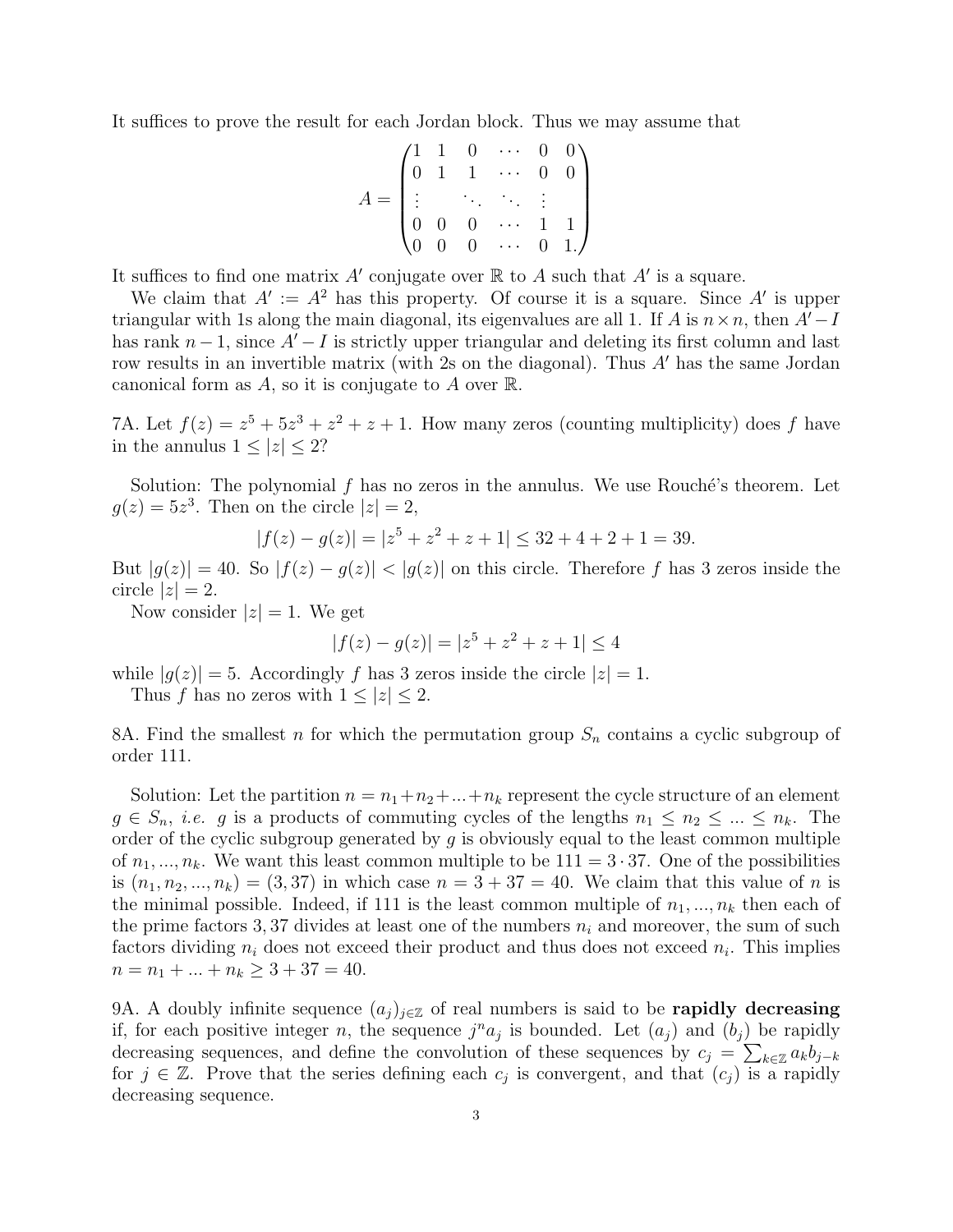It suffices to prove the result for each Jordan block. Thus we may assume that

$$A = \begin{pmatrix} 1 & 1 & 0 & \cdots & 0 & 0 \\ 0 & 1 & 1 & \cdots & 0 & 0 \\ \vdots & & \ddots & \ddots & \vdots & \\ 0 & 0 & 0 & \cdots & 1 & 1 \\ 0 & 0 & 0 & \cdots & 0 & 1. \end{pmatrix}$$

It suffices to find one matrix $A'$ conjugate over $\mathbb{R}$ to $A$ such that $A'$ is a square.

We claim that $A' := A^2$ has this property. Of course it is a square. Since $A'$ is upper triangular with 1s along the main diagonal, its eigenvalues are all 1. If $A$ is $n \times n$, then $A' - I$ has rank $n-1$, since $A' - I$ is strictly upper triangular and deleting its first column and last row results in an invertible matrix (with 2s on the diagonal). Thus $A'$ has the same Jordan canonical form as $A$, so it is conjugate to $A$ over $\mathbb{R}$.

7A. Let $f(z) = z^5 + 5z^3 + z^2 + z + 1$. How many zeros (counting multiplicity) does $f$ have in the annulus $1 \leq |z| \leq 2$?

Solution: The polynomial $f$ has no zeros in the annulus. We use Rouché's theorem. Let $g(z) = 5z^3$. Then on the circle $|z| = 2$,

$$|f(z) - g(z)| = |z^5 + z^2 + z + 1| \leq 32 + 4 + 2 + 1 = 39.$$

But $|g(z)| = 40$. So $|f(z) - g(z)| < |g(z)|$ on this circle. Therefore $f$ has 3 zeros inside the circle $|z| = 2$.

Now consider $|z| = 1$. We get

$$|f(z) - g(z)| = |z^5 + z^2 + z + 1| \leq 4$$

while $|g(z)| = 5$. Accordingly $f$ has 3 zeros inside the circle $|z| = 1$.

Thus $f$ has no zeros with $1 \leq |z| \leq 2$.

8A. Find the smallest $n$ for which the permutation group $S_n$ contains a cyclic subgroup of order 111.

Solution: Let the partition $n = n_1 + n_2 + ... + n_k$ represent the cycle structure of an element $g \in S_n$, *i.e.* $g$ is a products of commuting cycles of the lengths $n_1 \leq n_2 \leq ... \leq n_k$. The order of the cyclic subgroup generated by $g$ is obviously equal to the least common multiple of $n_1, ..., n_k$. We want this least common multiple to be $111 = 3 \cdot 37$. One of the possibilities is $(n_1, n_2, ..., n_k) = (3, 37)$ in which case $n = 3 + 37 = 40$. We claim that this value of $n$ is the minimal possible. Indeed, if 111 is the least common multiple of $n_1, ..., n_k$ then each of the prime factors $3, 37$ divides at least one of the numbers $n_i$ and moreover, the sum of such factors dividing $n_i$ does not exceed their product and thus does not exceed $n_i$. This implies $n = n_1 + ... + n_k \geq 3 + 37 = 40$.

9A. A doubly infinite sequence $(a_j)_{j \in \mathbb{Z}}$ of real numbers is said to be **rapidly decreasing** if, for each positive integer $n$, the sequence $j^n a_j$ is bounded. Let $(a_j)$ and $(b_j)$ be rapidly decreasing sequences, and define the convolution of these sequences by $c_j = \sum_{k \in \mathbb{Z}} a_k b_{j-k}$ for $j \in \mathbb{Z}$. Prove that the series defining each $c_j$ is convergent, and that $(c_j)$ is a rapidly decreasing sequence.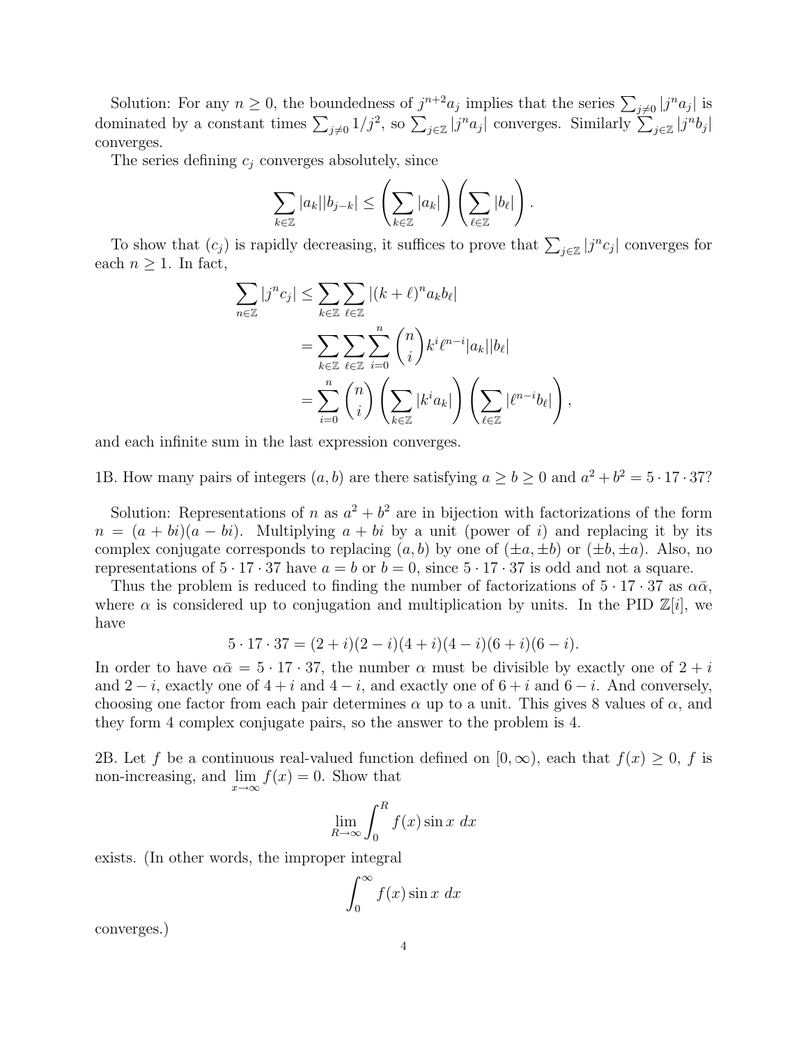Solution: For any $n \geq 0$, the boundedness of $j^{n+2}a_j$ implies that the series $\sum_{j\neq 0} |j^n a_j|$ is dominated by a constant times $\sum_{j\neq 0} 1/j^2$, so $\sum_{j\in\mathbb{Z}} |j^n a_j|$ converges. Similarly $\sum_{j\in\mathbb{Z}} |j^n b_j|$ converges.

The series defining $c_j$ converges absolutely, since

$$\sum_{k\in\mathbb{Z}} |a_k||b_{j-k}| \leq \left(\sum_{k\in\mathbb{Z}} |a_k|\right)\left(\sum_{\ell\in\mathbb{Z}} |b_\ell|\right).$$

To show that $(c_j)$ is rapidly decreasing, it suffices to prove that $\sum_{j\in\mathbb{Z}} |j^n c_j|$ converges for each $n \geq 1$. In fact,

$$\begin{aligned}
\sum_{n\in\mathbb{Z}} |j^n c_j| &\leq \sum_{k\in\mathbb{Z}} \sum_{\ell\in\mathbb{Z}} |(k+\ell)^n a_k b_\ell| \\
&= \sum_{k\in\mathbb{Z}} \sum_{\ell\in\mathbb{Z}} \sum_{i=0}^{n} \binom{n}{i} k^i \ell^{n-i} |a_k||b_\ell| \\
&= \sum_{i=0}^{n} \binom{n}{i} \left(\sum_{k\in\mathbb{Z}} |k^i a_k|\right)\left(\sum_{\ell\in\mathbb{Z}} |\ell^{n-i} b_\ell|\right),
\end{aligned}$$

and each infinite sum in the last expression converges.

1B. How many pairs of integers $(a, b)$ are there satisfying $a \geq b \geq 0$ and $a^2 + b^2 = 5 \cdot 17 \cdot 37$?

Solution: Representations of $n$ as $a^2 + b^2$ are in bijection with factorizations of the form $n = (a + bi)(a - bi)$. Multiplying $a + bi$ by a unit (power of $i$) and replacing it by its complex conjugate corresponds to replacing $(a, b)$ by one of $(\pm a, \pm b)$ or $(\pm b, \pm a)$. Also, no representations of $5 \cdot 17 \cdot 37$ have $a = b$ or $b = 0$, since $5 \cdot 17 \cdot 37$ is odd and not a square.

Thus the problem is reduced to finding the number of factorizations of $5 \cdot 17 \cdot 37$ as $\alpha\bar{\alpha}$, where $\alpha$ is considered up to conjugation and multiplication by units. In the PID $\mathbb{Z}[i]$, we have

$$5 \cdot 17 \cdot 37 = (2 + i)(2 - i)(4 + i)(4 - i)(6 + i)(6 - i).$$

In order to have $\alpha\bar{\alpha} = 5 \cdot 17 \cdot 37$, the number $\alpha$ must be divisible by exactly one of $2 + i$ and $2 - i$, exactly one of $4 + i$ and $4 - i$, and exactly one of $6 + i$ and $6 - i$. And conversely, choosing one factor from each pair determines $\alpha$ up to a unit. This gives 8 values of $\alpha$, and they form 4 complex conjugate pairs, so the answer to the problem is 4.

2B. Let $f$ be a continuous real-valued function defined on $[0, \infty)$, each that $f(x) \geq 0$, $f$ is non-increasing, and $\lim_{x\to\infty} f(x) = 0$. Show that

$$\lim_{R\to\infty} \int_0^R f(x) \sin x \; dx$$

exists. (In other words, the improper integral

$$\int_0^\infty f(x) \sin x \; dx$$

converges.)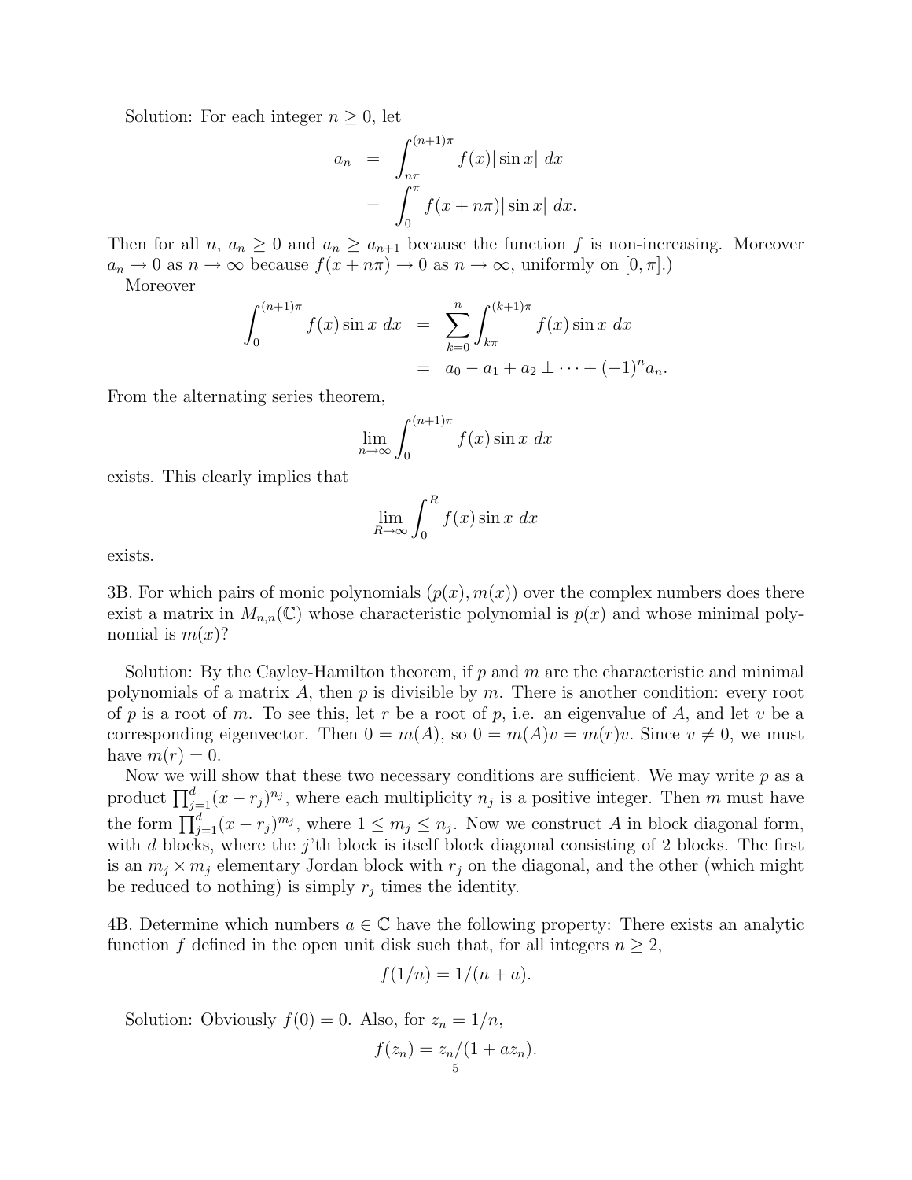Solution: For each integer $n \geq 0$, let

$$a_n = \int_{n\pi}^{(n+1)\pi} f(x)|\sin x| \, dx = \int_0^{\pi} f(x + n\pi)|\sin x| \, dx.$$

Then for all $n$, $a_n \geq 0$ and $a_n \geq a_{n+1}$ because the function $f$ is non-increasing. Moreover $a_n \to 0$ as $n \to \infty$ because $f(x + n\pi) \to 0$ as $n \to \infty$, uniformly on $[0, \pi]$.)

Moreover

$$\int_0^{(n+1)\pi} f(x) \sin x \, dx = \sum_{k=0}^{n} \int_{k\pi}^{(k+1)\pi} f(x) \sin x \, dx = a_0 - a_1 + a_2 \pm \cdots + (-1)^n a_n.$$

From the alternating series theorem,

$$\lim_{n\to\infty} \int_0^{(n+1)\pi} f(x) \sin x \, dx$$

exists. This clearly implies that

$$\lim_{R\to\infty} \int_0^{R} f(x) \sin x \, dx$$

exists.

3B. For which pairs of monic polynomials $(p(x), m(x))$ over the complex numbers does there exist a matrix in $M_{n,n}(\mathbb{C})$ whose characteristic polynomial is $p(x)$ and whose minimal polynomial is $m(x)$?

Solution: By the Cayley-Hamilton theorem, if $p$ and $m$ are the characteristic and minimal polynomials of a matrix $A$, then $p$ is divisible by $m$. There is another condition: every root of $p$ is a root of $m$. To see this, let $r$ be a root of $p$, i.e. an eigenvalue of $A$, and let $v$ be a corresponding eigenvector. Then $0 = m(A)$, so $0 = m(A)v = m(r)v$. Since $v \neq 0$, we must have $m(r) = 0$.

Now we will show that these two necessary conditions are sufficient. We may write $p$ as a product $\prod_{j=1}^{d}(x - r_j)^{n_j}$, where each multiplicity $n_j$ is a positive integer. Then $m$ must have the form $\prod_{j=1}^{d}(x - r_j)^{m_j}$, where $1 \leq m_j \leq n_j$. Now we construct $A$ in block diagonal form, with $d$ blocks, where the $j$'th block is itself block diagonal consisting of 2 blocks. The first is an $m_j \times m_j$ elementary Jordan block with $r_j$ on the diagonal, and the other (which might be reduced to nothing) is simply $r_j$ times the identity.

4B. Determine which numbers $a \in \mathbb{C}$ have the following property: There exists an analytic function $f$ defined in the open unit disk such that, for all integers $n \geq 2$,

$$f(1/n) = 1/(n + a).$$

Solution: Obviously $f(0) = 0$. Also, for $z_n = 1/n$,

$$f(z_n) = z_n/(1 + az_n).$$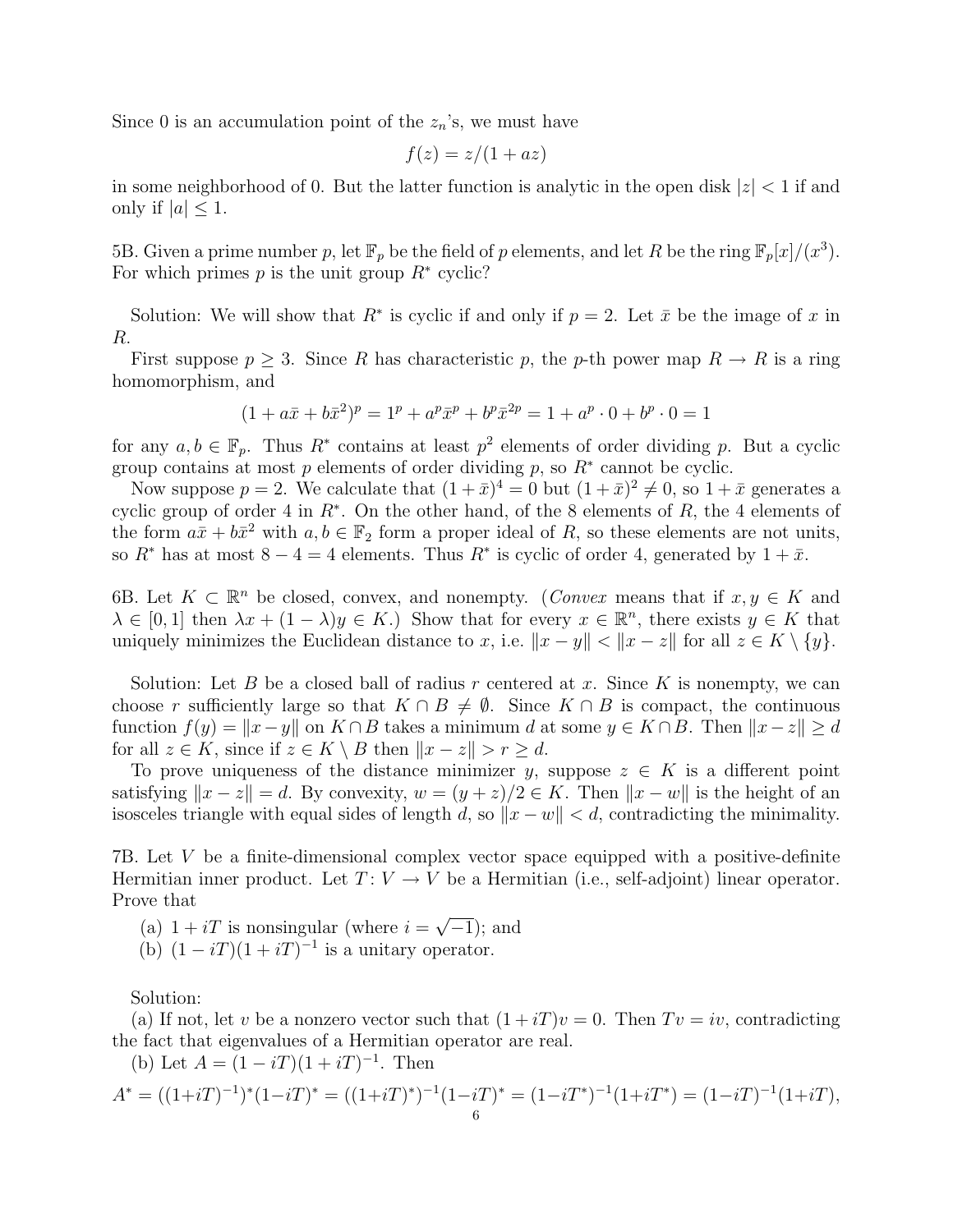Since 0 is an accumulation point of the $z_n$'s, we must have

$$f(z) = z/(1 + az)$$

in some neighborhood of 0. But the latter function is analytic in the open disk $|z| < 1$ if and only if $|a| \leq 1$.

5B. Given a prime number $p$, let $\mathbb{F}_p$ be the field of $p$ elements, and let $R$ be the ring $\mathbb{F}_p[x]/(x^3)$. For which primes $p$ is the unit group $R^*$ cyclic?

Solution: We will show that $R^*$ is cyclic if and only if $p = 2$. Let $\bar{x}$ be the image of $x$ in $R$.

First suppose $p \geq 3$. Since $R$ has characteristic $p$, the $p$-th power map $R \to R$ is a ring homomorphism, and

$$(1 + a\bar{x} + b\bar{x}^2)^p = 1^p + a^p\bar{x}^p + b^p\bar{x}^{2p} = 1 + a^p \cdot 0 + b^p \cdot 0 = 1$$

for any $a, b \in \mathbb{F}_p$. Thus $R^*$ contains at least $p^2$ elements of order dividing $p$. But a cyclic group contains at most $p$ elements of order dividing $p$, so $R^*$ cannot be cyclic.

Now suppose $p = 2$. We calculate that $(1 + \bar{x})^4 = 0$ but $(1 + \bar{x})^2 \neq 0$, so $1 + \bar{x}$ generates a cyclic group of order 4 in $R^*$. On the other hand, of the 8 elements of $R$, the 4 elements of the form $a\bar{x} + b\bar{x}^2$ with $a, b \in \mathbb{F}_2$ form a proper ideal of $R$, so these elements are not units, so $R^*$ has at most $8 - 4 = 4$ elements. Thus $R^*$ is cyclic of order 4, generated by $1 + \bar{x}$.

6B. Let $K \subset \mathbb{R}^n$ be closed, convex, and nonempty. (*Convex* means that if $x, y \in K$ and $\lambda \in [0, 1]$ then $\lambda x + (1 - \lambda)y \in K$.) Show that for every $x \in \mathbb{R}^n$, there exists $y \in K$ that uniquely minimizes the Euclidean distance to $x$, i.e. $\|x - y\| < \|x - z\|$ for all $z \in K \setminus \{y\}$.

Solution: Let $B$ be a closed ball of radius $r$ centered at $x$. Since $K$ is nonempty, we can choose $r$ sufficiently large so that $K \cap B \neq \emptyset$. Since $K \cap B$ is compact, the continuous function $f(y) = \|x - y\|$ on $K \cap B$ takes a minimum $d$ at some $y \in K \cap B$. Then $\|x - z\| \geq d$ for all $z \in K$, since if $z \in K \setminus B$ then $\|x - z\| > r \geq d$.

To prove uniqueness of the distance minimizer $y$, suppose $z \in K$ is a different point satisfying $\|x - z\| = d$. By convexity, $w = (y + z)/2 \in K$. Then $\|x - w\|$ is the height of an isosceles triangle with equal sides of length $d$, so $\|x - w\| < d$, contradicting the minimality.

7B. Let $V$ be a finite-dimensional complex vector space equipped with a positive-definite Hermitian inner product. Let $T: V \to V$ be a Hermitian (i.e., self-adjoint) linear operator. Prove that

(a) $1 + iT$ is nonsingular (where $i = \sqrt{-1}$); and
(b) $(1 - iT)(1 + iT)^{-1}$ is a unitary operator.

Solution:

(a) If not, let $v$ be a nonzero vector such that $(1 + iT)v = 0$. Then $Tv = iv$, contradicting the fact that eigenvalues of a Hermitian operator are real.

(b) Let $A = (1 - iT)(1 + iT)^{-1}$. Then

$$A^* = ((1+iT)^{-1})^*(1-iT)^* = ((1+iT)^*)^{-1}(1-iT)^* = (1-iT^*)^{-1}(1+iT^*) = (1-iT)^{-1}(1+iT),$$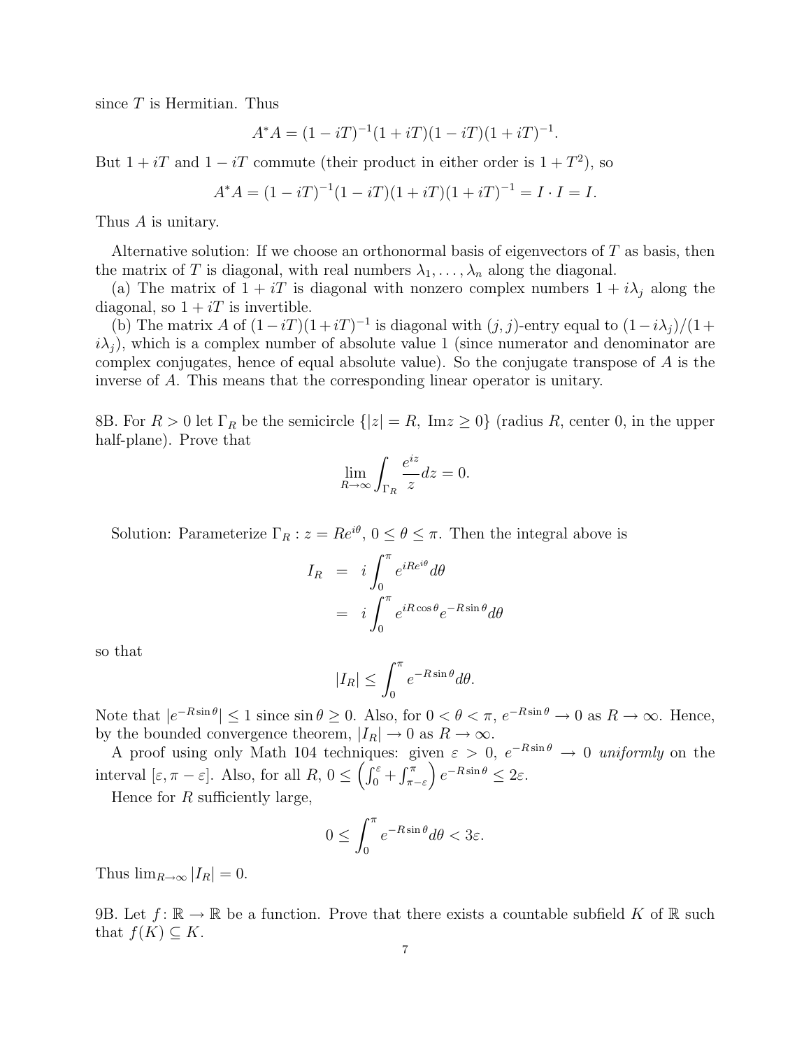since $T$ is Hermitian. Thus

$$A^*A = (1 - iT)^{-1}(1 + iT)(1 - iT)(1 + iT)^{-1}.$$

But $1 + iT$ and $1 - iT$ commute (their product in either order is $1 + T^2$), so

$$A^*A = (1 - iT)^{-1}(1 - iT)(1 + iT)(1 + iT)^{-1} = I \cdot I = I.$$

Thus $A$ is unitary.

Alternative solution: If we choose an orthonormal basis of eigenvectors of $T$ as basis, then the matrix of $T$ is diagonal, with real numbers $\lambda_1, \ldots, \lambda_n$ along the diagonal.

(a) The matrix of $1 + iT$ is diagonal with nonzero complex numbers $1 + i\lambda_j$ along the diagonal, so $1 + iT$ is invertible.

(b) The matrix $A$ of $(1 - iT)(1 + iT)^{-1}$ is diagonal with $(j, j)$-entry equal to $(1 - i\lambda_j)/(1 + i\lambda_j)$, which is a complex number of absolute value 1 (since numerator and denominator are complex conjugates, hence of equal absolute value). So the conjugate transpose of $A$ is the inverse of $A$. This means that the corresponding linear operator is unitary.

8B. For $R > 0$ let $\Gamma_R$ be the semicircle $\{|z| = R,\ \text{Im}z \geq 0\}$ (radius $R$, center 0, in the upper half-plane). Prove that

$$\lim_{R \to \infty} \int_{\Gamma_R} \frac{e^{iz}}{z} dz = 0.$$

Solution: Parameterize $\Gamma_R : z = Re^{i\theta}$, $0 \leq \theta \leq \pi$. Then the integral above is

$$\begin{aligned} I_R &= i \int_0^\pi e^{iRe^{i\theta}} d\theta \\ &= i \int_0^\pi e^{iR\cos\theta} e^{-R\sin\theta} d\theta \end{aligned}$$

so that

$$|I_R| \leq \int_0^\pi e^{-R\sin\theta} d\theta.$$

Note that $|e^{-R\sin\theta}| \leq 1$ since $\sin\theta \geq 0$. Also, for $0 < \theta < \pi$, $e^{-R\sin\theta} \to 0$ as $R \to \infty$. Hence, by the bounded convergence theorem, $|I_R| \to 0$ as $R \to \infty$.

A proof using only Math 104 techniques: given $\varepsilon > 0$, $e^{-R\sin\theta} \to 0$ *uniformly* on the interval $[\varepsilon, \pi - \varepsilon]$. Also, for all $R$, $0 \leq \left(\int_0^\varepsilon + \int_{\pi-\varepsilon}^\pi\right) e^{-R\sin\theta} \leq 2\varepsilon$.

Hence for $R$ sufficiently large,

$$0 \leq \int_0^\pi e^{-R\sin\theta} d\theta < 3\varepsilon.$$

Thus $\lim_{R\to\infty} |I_R| = 0$.

9B. Let $f\colon \mathbb{R} \to \mathbb{R}$ be a function. Prove that there exists a countable subfield $K$ of $\mathbb{R}$ such that $f(K) \subseteq K$.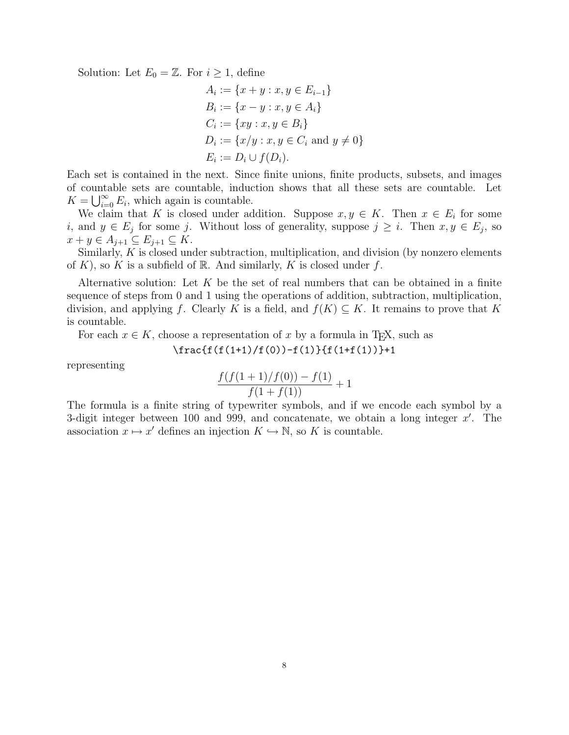Solution: Let $E_0 = \mathbb{Z}$. For $i \geq 1$, define

$$
\begin{aligned}
A_i &:= \{x + y : x, y \in E_{i-1}\} \\
B_i &:= \{x - y : x, y \in A_i\} \\
C_i &:= \{xy : x, y \in B_i\} \\
D_i &:= \{x/y : x, y \in C_i \text{ and } y \neq 0\} \\
E_i &:= D_i \cup f(D_i).
\end{aligned}
$$

Each set is contained in the next. Since finite unions, finite products, subsets, and images of countable sets are countable, induction shows that all these sets are countable. Let $K = \bigcup_{i=0}^{\infty} E_i$, which again is countable.

We claim that $K$ is closed under addition. Suppose $x, y \in K$. Then $x \in E_i$ for some $i$, and $y \in E_j$ for some $j$. Without loss of generality, suppose $j \geq i$. Then $x, y \in E_j$, so $x + y \in A_{j+1} \subseteq E_{j+1} \subseteq K$.

Similarly, $K$ is closed under subtraction, multiplication, and division (by nonzero elements of $K$), so $K$ is a subfield of $\mathbb{R}$. And similarly, $K$ is closed under $f$.

Alternative solution: Let $K$ be the set of real numbers that can be obtained in a finite sequence of steps from 0 and 1 using the operations of addition, subtraction, multiplication, division, and applying $f$. Clearly $K$ is a field, and $f(K) \subseteq K$. It remains to prove that $K$ is countable.

For each $x \in K$, choose a representation of $x$ by a formula in TeX, such as

```
\frac{f(f(1+1)/f(0))-f(1)}{f(1+f(1))}+1
```

representing

$$
\frac{f(f(1+1)/f(0)) - f(1)}{f(1+f(1))} + 1
$$

The formula is a finite string of typewriter symbols, and if we encode each symbol by a 3-digit integer between 100 and 999, and concatenate, we obtain a long integer $x'$. The association $x \mapsto x'$ defines an injection $K \hookrightarrow \mathbb{N}$, so $K$ is countable.